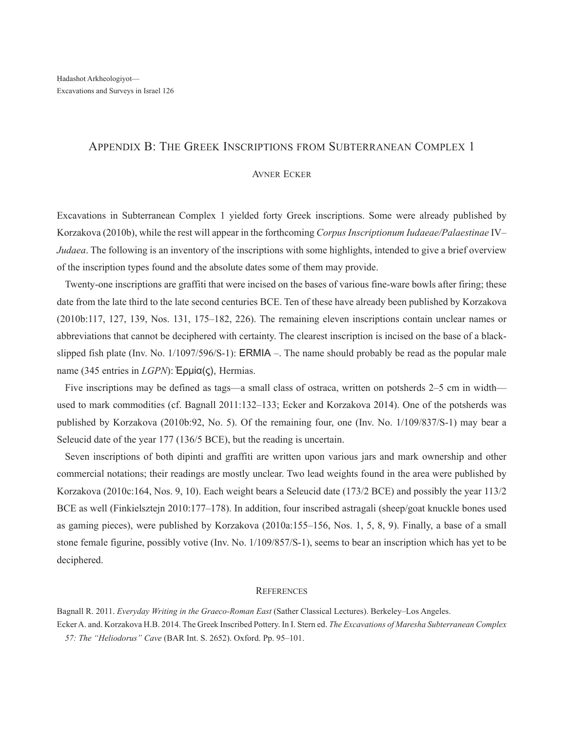# Appendix B: The Greek Inscriptions from Subterranean Complex 1

Avner Ecker

Excavations in Subterranean Complex 1 yielded forty Greek inscriptions. Some were already published by Korzakova (2010b), while the rest will appear in the forthcoming *Corpus Inscriptionum Iudaeae/Palaestinae* IV–*Judaea*. The following is an inventory of the inscriptions with some highlights, intended to give a brief overview of the inscription types found and the absolute dates some of them may provide.

Twenty-one inscriptions are graffiti that were incised on the bases of various fine-ware bowls after firing; these date from the late third to the late second centuries BCE. Ten of these have already been published by Korzakova (2010b:117, 127, 139, Nos. 131, 175–182, 226). The remaining eleven inscriptions contain unclear names or abbreviations that cannot be deciphered with certainty. The clearest inscription is incised on the base of a black-slipped fish plate (Inv. No. 1/1097/596/S-1): ERMIA –. The name should probably be read as the popular male name (345 entries in *LGPN*): Ἑρμία(ς), Hermias.

Five inscriptions may be defined as tags—a small class of ostraca, written on potsherds 2–5 cm in width—used to mark commodities (cf. Bagnall 2011:132–133; Ecker and Korzakova 2014). One of the potsherds was published by Korzakova (2010b:92, No. 5). Of the remaining four, one (Inv. No. 1/109/837/S-1) may bear a Seleucid date of the year 177 (136/5 BCE), but the reading is uncertain.

Seven inscriptions of both dipinti and graffiti are written upon various jars and mark ownership and other commercial notations; their readings are mostly unclear. Two lead weights found in the area were published by Korzakova (2010c:164, Nos. 9, 10). Each weight bears a Seleucid date (173/2 BCE) and possibly the year 113/2 BCE as well (Finkielsztejn 2010:177–178). In addition, four inscribed astragali (sheep/goat knuckle bones used as gaming pieces), were published by Korzakova (2010a:155–156, Nos. 1, 5, 8, 9). Finally, a base of a small stone female figurine, possibly votive (Inv. No. 1/109/857/S-1), seems to bear an inscription which has yet to be deciphered.

## References

Bagnall R. 2011. *Everyday Writing in the Graeco-Roman East* (Sather Classical Lectures). Berkeley–Los Angeles.

Ecker A. and. Korzakova H.B. 2014. The Greek Inscribed Pottery. In I. Stern ed. *The Excavations of Maresha Subterranean Complex 57: The "Heliodorus" Cave* (BAR Int. S. 2652). Oxford. Pp. 95–101.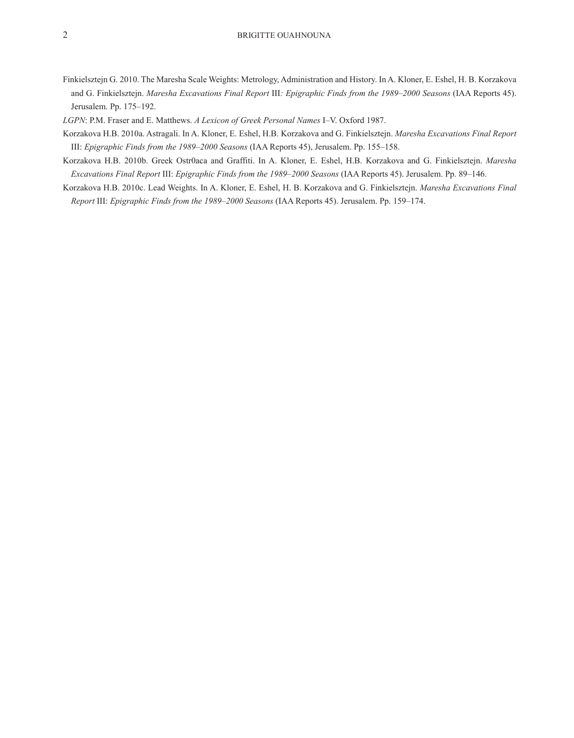Finkielsztejn G. 2010. The Maresha Scale Weights: Metrology, Administration and History. In A. Kloner, E. Eshel, H. B. Korzakova and G. Finkielsztejn. *Maresha Excavations Final Report* III*: Epigraphic Finds from the 1989–2000 Seasons* (IAA Reports 45). Jerusalem. Pp. 175–192.

*LGPN*: P.M. Fraser and E. Matthews. *A Lexicon of Greek Personal Names* I–V. Oxford 1987.

Korzakova H.B. 2010a. Astragali. In A. Kloner, E. Eshel, H.B. Korzakova and G. Finkielsztejn. *Maresha Excavations Final Report* III: *Epigraphic Finds from the 1989–2000 Seasons* (IAA Reports 45), Jerusalem. Pp. 155–158.

Korzakova H.B. 2010b. Greek Ostr0aca and Graffiti. In A. Kloner, E. Eshel, H.B. Korzakova and G. Finkielsztejn. *Maresha Excavations Final Report* III: *Epigraphic Finds from the 1989–2000 Seasons* (IAA Reports 45). Jerusalem. Pp. 89–146.

Korzakova H.B. 2010c. Lead Weights. In A. Kloner, E. Eshel, H. B. Korzakova and G. Finkielsztejn. *Maresha Excavations Final Report* III: *Epigraphic Finds from the 1989–2000 Seasons* (IAA Reports 45). Jerusalem. Pp. 159–174.